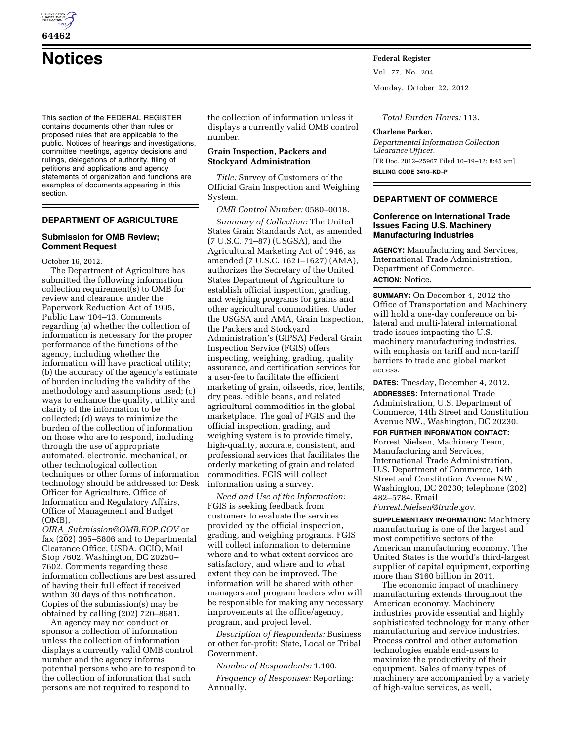# Notices

This section of the FEDERAL REGISTER contains documents other than rules or proposed rules that are applicable to the public. Notices of hearings and investigations, committee meetings, agency decisions and rulings, delegations of authority, filing of petitions and applications and agency statements of organization and functions are examples of documents appearing in this section.

## DEPARTMENT OF AGRICULTURE

### Submission for OMB Review; Comment Request

October 16, 2012.

The Department of Agriculture has submitted the following information collection requirement(s) to OMB for review and clearance under the Paperwork Reduction Act of 1995, Public Law 104–13. Comments regarding (a) whether the collection of information is necessary for the proper performance of the functions of the agency, including whether the information will have practical utility; (b) the accuracy of the agency's estimate of burden including the validity of the methodology and assumptions used; (c) ways to enhance the quality, utility and clarity of the information to be collected; (d) ways to minimize the burden of the collection of information on those who are to respond, including through the use of appropriate automated, electronic, mechanical, or other technological collection techniques or other forms of information technology should be addressed to: Desk Officer for Agriculture, Office of Information and Regulatory Affairs, Office of Management and Budget (OMB), *OIRA_Submission@OMB.EOP.GOV* or fax (202) 395–5806 and to Departmental Clearance Office, USDA, OCIO, Mail Stop 7602, Washington, DC 20250–7602. Comments regarding these information collections are best assured of having their full effect if received within 30 days of this notification. Copies of the submission(s) may be obtained by calling (202) 720–8681.

An agency may not conduct or sponsor a collection of information unless the collection of information displays a currently valid OMB control number and the agency informs potential persons who are to respond to the collection of information that such persons are not required to respond to the collection of information unless it displays a currently valid OMB control number.

#### Grain Inspection, Packers and Stockyard Administration

*Title:* Survey of Customers of the Official Grain Inspection and Weighing System.

*OMB Control Number:* 0580–0018.

*Summary of Collection:* The United States Grain Standards Act, as amended (7 U.S.C. 71–87) (USGSA), and the Agricultural Marketing Act of 1946, as amended (7 U.S.C. 1621–1627) (AMA), authorizes the Secretary of the United States Department of Agriculture to establish official inspection, grading, and weighing programs for grains and other agricultural commodities. Under the USGSA and AMA, Grain Inspection, the Packers and Stockyard Administration's (GIPSA) Federal Grain Inspection Service (FGIS) offers inspecting, weighing, grading, quality assurance, and certification services for a user-fee to facilitate the efficient marketing of grain, oilseeds, rice, lentils, dry peas, edible beans, and related agricultural commodities in the global marketplace. The goal of FGIS and the official inspection, grading, and weighing system is to provide timely, high-quality, accurate, consistent, and professional services that facilitates the orderly marketing of grain and related commodities. FGIS will collect information using a survey.

*Need and Use of the Information:* FGIS is seeking feedback from customers to evaluate the services provided by the official inspection, grading, and weighing programs. FGIS will collect information to determine where and to what extent services are satisfactory, and where and to what extent they can be improved. The information will be shared with other managers and program leaders who will be responsible for making any necessary improvements at the office/agency, program, and project level.

*Description of Respondents:* Business or other for-profit; State, Local or Tribal Government.

*Number of Respondents:* 1,100.

*Frequency of Responses:* Reporting: Annually.

*Total Burden Hours:* 113.

**Charlene Parker,**

*Departmental Information Collection Clearance Officer.*

[FR Doc. 2012–25967 Filed 10–19–12; 8:45 am]

**BILLING CODE 3410–KD–P**

## DEPARTMENT OF COMMERCE

### Conference on International Trade Issues Facing U.S. Machinery Manufacturing Industries

**AGENCY:** Manufacturing and Services, International Trade Administration, Department of Commerce.

**ACTION:** Notice.

**SUMMARY:** On December 4, 2012 the Office of Transportation and Machinery will hold a one-day conference on bi-lateral and multi-lateral international trade issues impacting the U.S. machinery manufacturing industries, with emphasis on tariff and non-tariff barriers to trade and global market access.

**DATES:** Tuesday, December 4, 2012.

**ADDRESSES:** International Trade Administration, U.S. Department of Commerce, 14th Street and Constitution Avenue NW., Washington, DC 20230.

**FOR FURTHER INFORMATION CONTACT:** Forrest Nielsen, Machinery Team, Manufacturing and Services, International Trade Administration, U.S. Department of Commerce, 14th Street and Constitution Avenue NW., Washington, DC 20230; telephone (202) 482–5784, Email *Forrest.Nielsen@trade.gov*.

**SUPPLEMENTARY INFORMATION:** Machinery manufacturing is one of the largest and most competitive sectors of the American manufacturing economy. The United States is the world's third-largest supplier of capital equipment, exporting more than $160 billion in 2011.

The economic impact of machinery manufacturing extends throughout the American economy. Machinery industries provide essential and highly sophisticated technology for many other manufacturing and service industries. Process control and other automation technologies enable end-users to maximize the productivity of their equipment. Sales of many types of machinery are accompanied by a variety of high-value services, as well,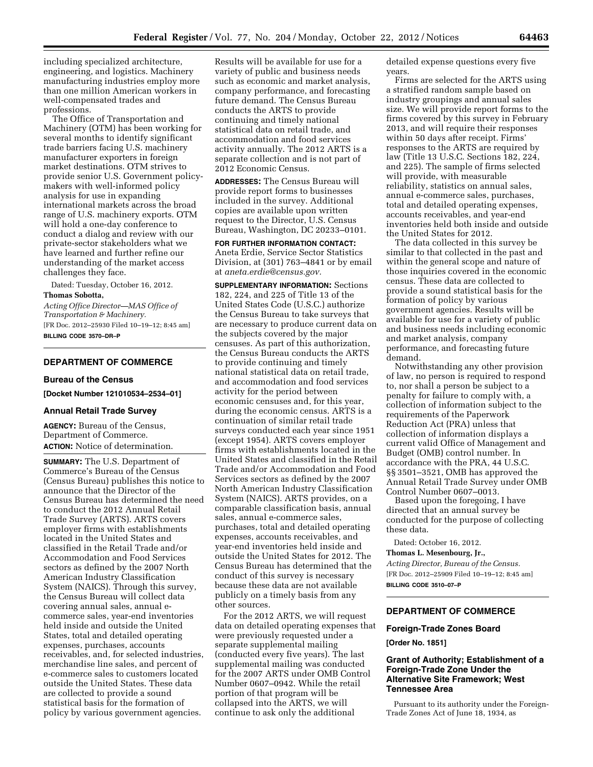including specialized architecture, engineering, and logistics. Machinery manufacturing industries employ more than one million American workers in well-compensated trades and professions.

The Office of Transportation and Machinery (OTM) has been working for several months to identify significant trade barriers facing U.S. machinery manufacturer exporters in foreign market destinations. OTM strives to provide senior U.S. Government policymakers with well-informed policy analysis for use in expanding international markets across the broad range of U.S. machinery exports. OTM will hold a one-day conference to conduct a dialog and review with our private-sector stakeholders what we have learned and further refine our understanding of the market access challenges they face.

Dated: Tuesday, October 16, 2012.

**Thomas Sobotta,**

*Acting Office Director—MAS Office of Transportation & Machinery.*

[FR Doc. 2012–25930 Filed 10–19–12; 8:45 am]

**BILLING CODE 3570–DR–P**

## DEPARTMENT OF COMMERCE

### Bureau of the Census

**[Docket Number 121010534–2534–01]**

### Annual Retail Trade Survey

**AGENCY:** Bureau of the Census, Department of Commerce.

**ACTION:** Notice of determination.

**SUMMARY:** The U.S. Department of Commerce's Bureau of the Census (Census Bureau) publishes this notice to announce that the Director of the Census Bureau has determined the need to conduct the 2012 Annual Retail Trade Survey (ARTS). ARTS covers employer firms with establishments located in the United States and classified in the Retail Trade and/or Accommodation and Food Services sectors as defined by the 2007 North American Industry Classification System (NAICS). Through this survey, the Census Bureau will collect data covering annual sales, annual e-commerce sales, year-end inventories held inside and outside the United States, total and detailed operating expenses, purchases, accounts receivables, and, for selected industries, merchandise line sales, and percent of e-commerce sales to customers located outside the United States. These data are collected to provide a sound statistical basis for the formation of policy by various government agencies. Results will be available for use for a variety of public and business needs such as economic and market analysis, company performance, and forecasting future demand. The Census Bureau conducts the ARTS to provide continuing and timely national statistical data on retail trade, and accommodation and food services activity annually. The 2012 ARTS is a separate collection and is not part of 2012 Economic Census.

**ADDRESSES:** The Census Bureau will provide report forms to businesses included in the survey. Additional copies are available upon written request to the Director, U.S. Census Bureau, Washington, DC 20233–0101.

**FOR FURTHER INFORMATION CONTACT:** Aneta Erdie, Service Sector Statistics Division, at (301) 763–4841 or by email at *aneta.erdie@census.gov.*

**SUPPLEMENTARY INFORMATION:** Sections 182, 224, and 225 of Title 13 of the United States Code (U.S.C.) authorize the Census Bureau to take surveys that are necessary to produce current data on the subjects covered by the major censuses. As part of this authorization, the Census Bureau conducts the ARTS to provide continuing and timely national statistical data on retail trade, and accommodation and food services activity for the period between economic censuses and, for this year, during the economic census. ARTS is a continuation of similar retail trade surveys conducted each year since 1951 (except 1954). ARTS covers employer firms with establishments located in the United States and classified in the Retail Trade and/or Accommodation and Food Services sectors as defined by the 2007 North American Industry Classification System (NAICS). ARTS provides, on a comparable classification basis, annual sales, annual e-commerce sales, purchases, total and detailed operating expenses, accounts receivables, and year-end inventories held inside and outside the United States for 2012. The Census Bureau has determined that the conduct of this survey is necessary because these data are not available publicly on a timely basis from any other sources.

For the 2012 ARTS, we will request data on detailed operating expenses that were previously requested under a separate supplemental mailing (conducted every five years). The last supplemental mailing was conducted for the 2007 ARTS under OMB Control Number 0607–0942. While the retail portion of that program will be collapsed into the ARTS, we will continue to ask only the additional detailed expense questions every five years.

Firms are selected for the ARTS using a stratified random sample based on industry groupings and annual sales size. We will provide report forms to the firms covered by this survey in February 2013, and will require their responses within 50 days after receipt. Firms' responses to the ARTS are required by law (Title 13 U.S.C. Sections 182, 224, and 225). The sample of firms selected will provide, with measurable reliability, statistics on annual sales, annual e-commerce sales, purchases, total and detailed operating expenses, accounts receivables, and year-end inventories held both inside and outside the United States for 2012.

The data collected in this survey be similar to that collected in the past and within the general scope and nature of those inquiries covered in the economic census. These data are collected to provide a sound statistical basis for the formation of policy by various government agencies. Results will be available for use for a variety of public and business needs including economic and market analysis, company performance, and forecasting future demand.

Notwithstanding any other provision of law, no person is required to respond to, nor shall a person be subject to a penalty for failure to comply with, a collection of information subject to the requirements of the Paperwork Reduction Act (PRA) unless that collection of information displays a current valid Office of Management and Budget (OMB) control number. In accordance with the PRA, 44 U.S.C. §§ 3501–3521, OMB has approved the Annual Retail Trade Survey under OMB Control Number 0607–0013.

Based upon the foregoing, I have directed that an annual survey be conducted for the purpose of collecting these data.

Dated: October 16, 2012.

**Thomas L. Mesenbourg, Jr.,**

*Acting Director, Bureau of the Census.*

[FR Doc. 2012–25909 Filed 10–19–12; 8:45 am]

**BILLING CODE 3510–07–P**

## DEPARTMENT OF COMMERCE

### Foreign-Trade Zones Board

**[Order No. 1851]**

### Grant of Authority; Establishment of a Foreign-Trade Zone Under the Alternative Site Framework; West Tennessee Area

Pursuant to its authority under the Foreign-Trade Zones Act of June 18, 1934, as